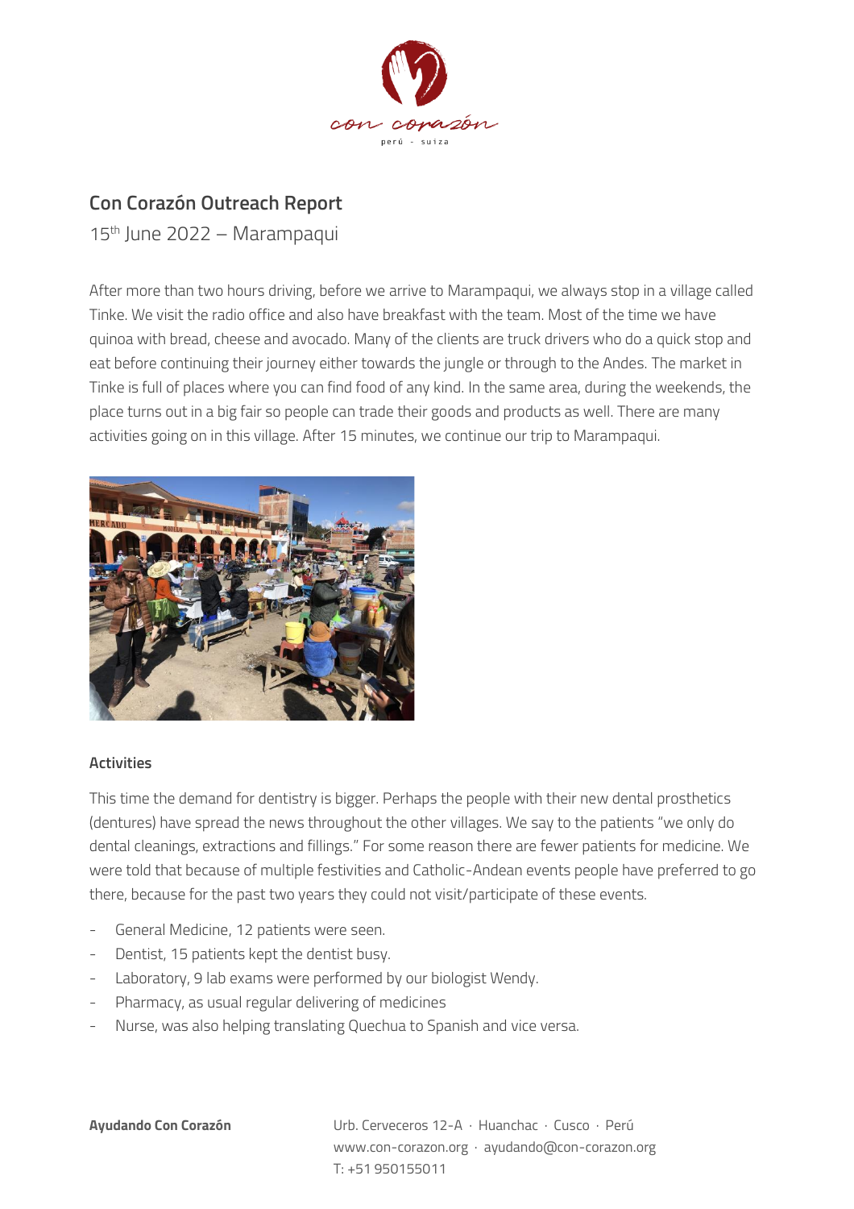## Con Corazón Outreach Report

15th June 2022 – Marampaqui

After more than two hours driving, before we arrive to Marampaqui, we always stop in a village called Tinke. We visit the radio office and also have breakfast with the team. Most of the time we have quinoa with bread, cheese and avocado. Many of the clients are truck drivers who do a quick stop and eat before continuing their journey either towards the jungle or through to the Andes. The market in Tinke is full of places where you can find food of any kind. In the same area, during the weekends, the place turns out in a big fair so people can trade their goods and products as well. There are many activities going on in this village. After 15 minutes, we continue our trip to Marampaqui.

### Activities

This time the demand for dentistry is bigger. Perhaps the people with their new dental prosthetics (dentures) have spread the news throughout the other villages. We say to the patients "we only do dental cleanings, extractions and fillings." For some reason there are fewer patients for medicine. We were told that because of multiple festivities and Catholic-Andean events people have preferred to go there, because for the past two years they could not visit/participate of these events.

- General Medicine, 12 patients were seen.
- Dentist, 15 patients kept the dentist busy.
- Laboratory, 9 lab exams were performed by our biologist Wendy.
- Pharmacy, as usual regular delivering of medicines
- Nurse, was also helping translating Quechua to Spanish and vice versa.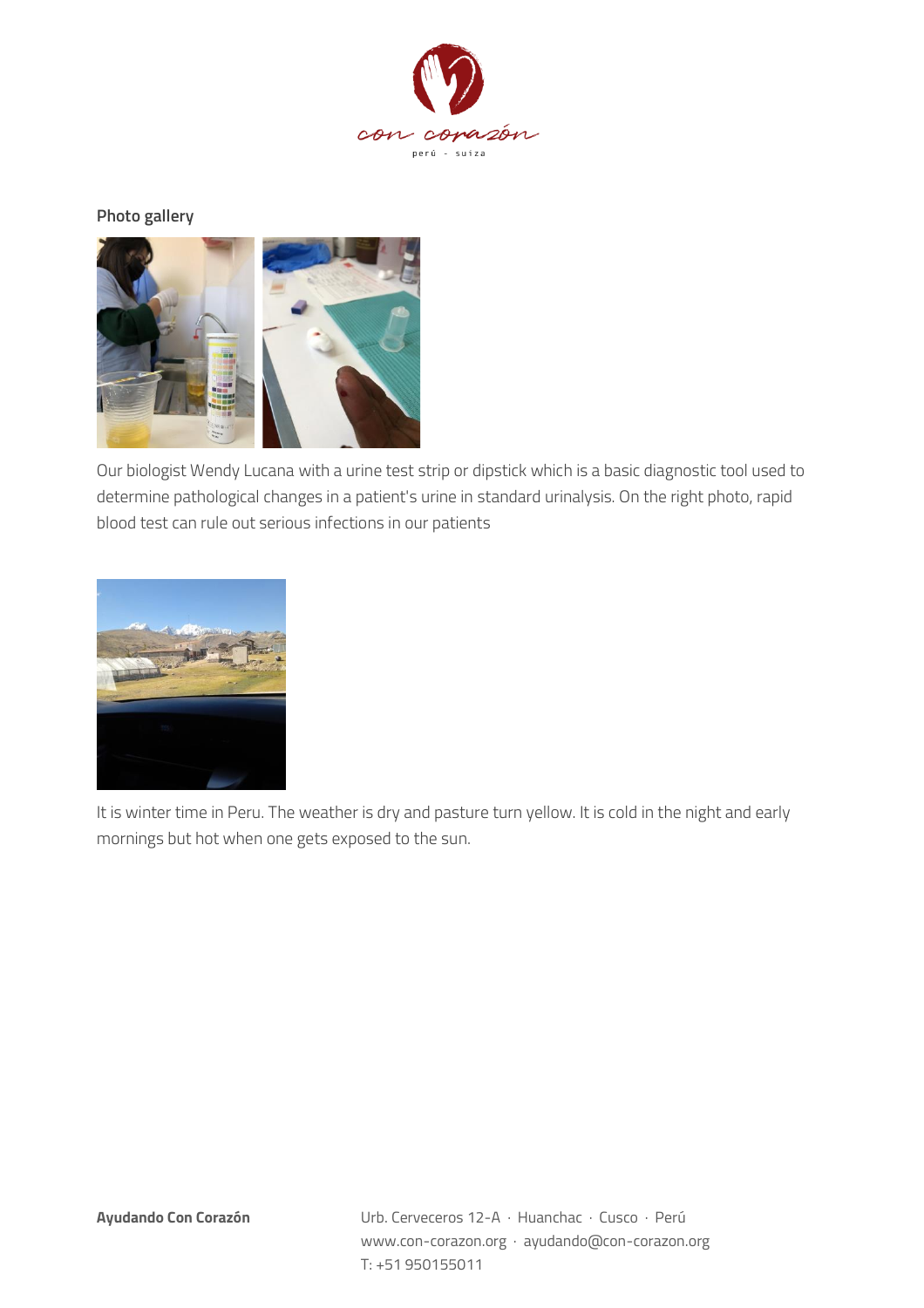**Photo gallery**

Our biologist Wendy Lucana with a urine test strip or dipstick which is a basic diagnostic tool used to determine pathological changes in a patient's urine in standard urinalysis. On the right photo, rapid blood test can rule out serious infections in our patients

It is winter time in Peru. The weather is dry and pasture turn yellow. It is cold in the night and early mornings but hot when one gets exposed to the sun.

**Ayudando Con Corazón**

Urb. Cerveceros 12-A · Huanchac · Cusco · Perú
www.con-corazon.org · ayudando@con-corazon.org
T: +51 950155011